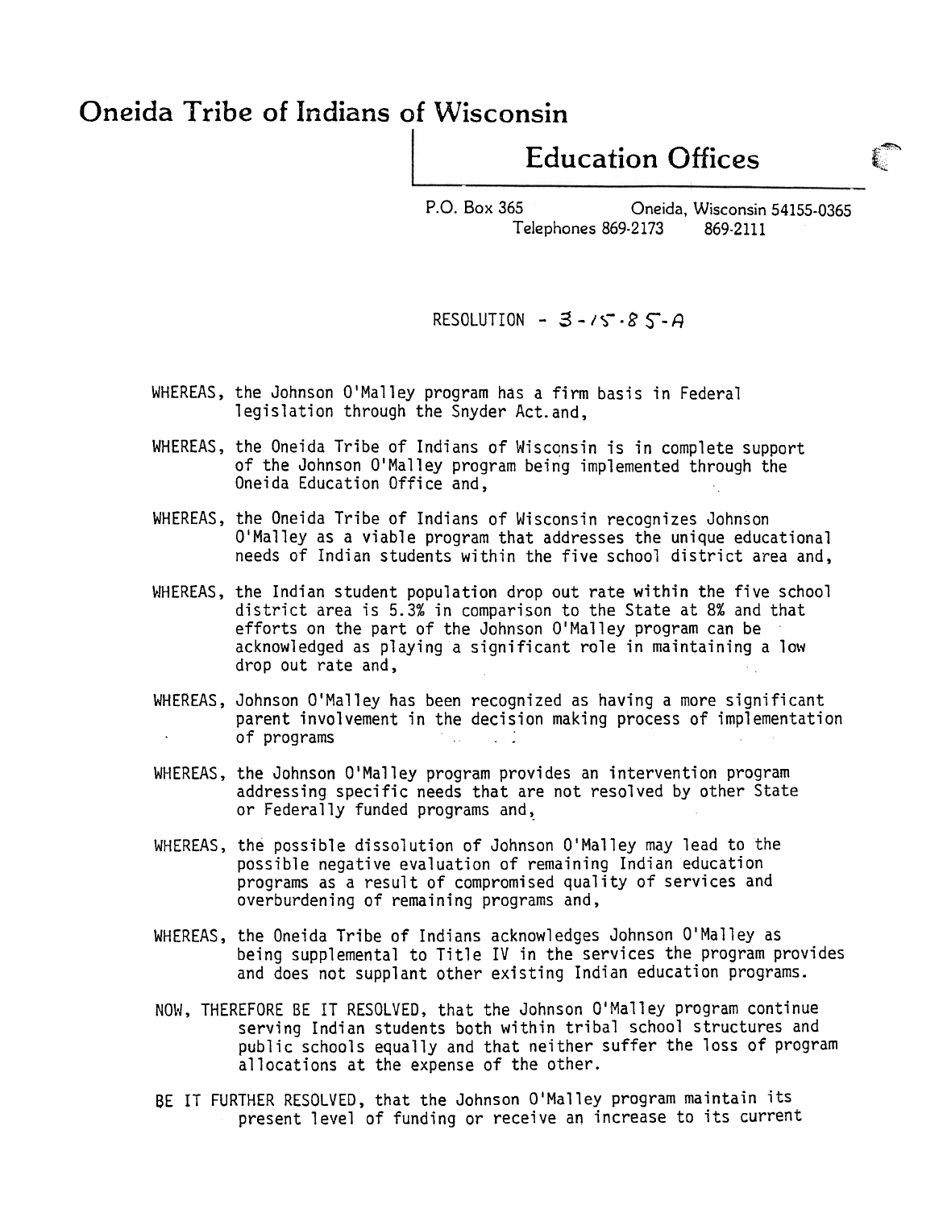# Oneida Tribe of Indians of Wisconsin

## Education Offices

P.O. Box 365 Oneida, Wisconsin 54155-0365
Telephones 869-2173 869-2111

RESOLUTION - 3-15-85-A

WHEREAS, the Johnson O'Malley program has a firm basis in Federal legislation through the Snyder Act.and,

WHEREAS, the Oneida Tribe of Indians of Wisconsin is in complete support of the Johnson O'Malley program being implemented through the Oneida Education Office and,

WHEREAS, the Oneida Tribe of Indians of Wisconsin recognizes Johnson O'Malley as a viable program that addresses the unique educational needs of Indian students within the five school district area and,

WHEREAS, the Indian student population drop out rate within the five school district area is 5.3% in comparison to the State at 8% and that efforts on the part of the Johnson O'Malley program can be acknowledged as playing a significant role in maintaining a low drop out rate and,

WHEREAS, Johnson O'Malley has been recognized as having a more significant parent involvement in the decision making process of implementation of programs

WHEREAS, the Johnson O'Malley program provides an intervention program addressing specific needs that are not resolved by other State or Federally funded programs and,

WHEREAS, the possible dissolution of Johnson O'Malley may lead to the possible negative evaluation of remaining Indian education programs as a result of compromised quality of services and overburdening of remaining programs and,

WHEREAS, the Oneida Tribe of Indians acknowledges Johnson O'Malley as being supplemental to Title IV in the services the program provides and does not supplant other existing Indian education programs.

NOW, THEREFORE BE IT RESOLVED, that the Johnson O'Malley program continue serving Indian students both within tribal school structures and public schools equally and that neither suffer the loss of program allocations at the expense of the other.

BE IT FURTHER RESOLVED, that the Johnson O'Malley program maintain its present level of funding or receive an increase to its current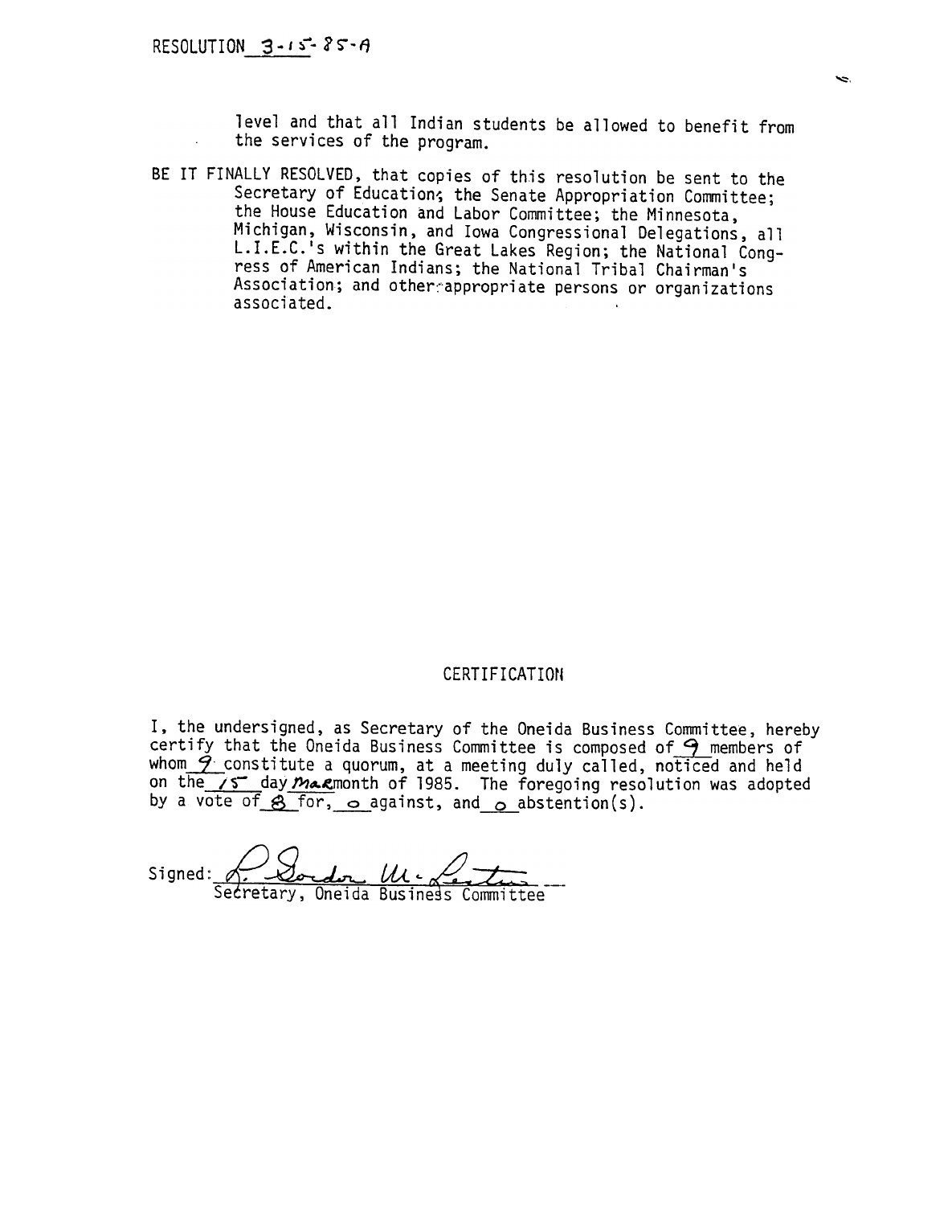RESOLUTION 3-15-85-A

level and that all Indian students be allowed to benefit from the services of the program.

BE IT FINALLY RESOLVED, that copies of this resolution be sent to the Secretary of Education; the Senate Appropriation Committee; the House Education and Labor Committee; the Minnesota, Michigan, Wisconsin, and Iowa Congressional Delegations, all L.I.E.C.'s within the Great Lakes Region; the National Congress of American Indians; the National Tribal Chairman's Association; and other appropriate persons or organizations associated.

## CERTIFICATION

I, the undersigned, as Secretary of the Oneida Business Committee, hereby certify that the Oneida Business Committee is composed of 9 members of whom 9 constitute a quorum, at a meeting duly called, noticed and held on the 15 day Mar month of 1985. The foregoing resolution was adopted by a vote of 8 for, 0 against, and 0 abstention(s).

Signed: [signature]
Secretary, Oneida Business Committee